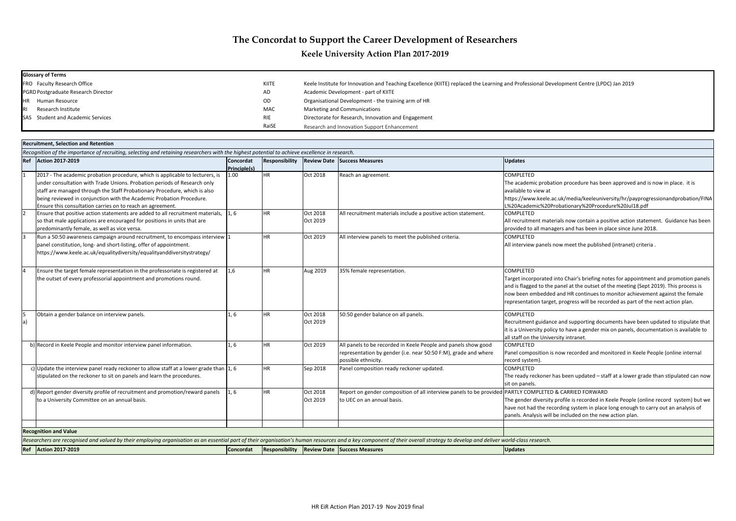# The Concordat to Support the Career Development of Researchers

## Keele University Action Plan 2017-2019

**Glossary of Terms**

| | | | |
|---|---|---|---|
| FRO | Faculty Research Office | KIITE | Keele Institute for Innovation and Teaching Excellence (KIITE) replaced the Learning and Professional Development Centre (LPDC) Jan 2019 |
| PGRD | Postgraduate Research Director | AD | Academic Development - part of KIITE |
| HR | Human Resource | OD | Organisational Development - the training arm of HR |
| RI | Research Institute | MAC | Marketing and Communications |
| SAS | Student and Academic Services | RIE | Directorate for Research, Innovation and Engagement |
| | | RaiSE | Research and Innovation Support Enhancement |

**Recruitment, Selection and Retention**

*Recognition of the importance of recruiting, selecting and retaining researchers with the highest potential to achieve excellence in research.*

| Ref | Action 2017-2019 | Concordat Principle(s) | Responsibility | Review Date | Success Measures | Updates |
|---|---|---|---|---|---|---|
| 1 | 2017 - The academic probation procedure, which is applicable to lecturers, is under consultation with Trade Unions. Probation periods of Research only staff are managed through the Staff Probationary Procedure, which is also being reviewed in conjunction with the Academic Probation Procedure. Ensure this consultation carries on to reach an agreement. | 1.00 | HR | Oct 2018 | Reach an agreement. | COMPLETED<br>The academic probation procedure has been approved and is now in place. it is available to view at https://www.keele.ac.uk/media/keeleuniversity/hr/payprogressionandprobation/FINAL%20Academic%20Probationary%20Procedure%20Jul18.pdf |
| 2 | Ensure that positive action statements are added to all recruitment materials, so that male applications are encouraged for positions in units that are predominantly female, as well as vice versa. | 1, 6 | HR | Oct 2018<br>Oct 2019 | All recruitment materials include a positive action statement. | COMPLETED<br>All recruitment materials now contain a positive action statement. Guidance has been provided to all managers and has been in place since June 2018. |
| 3 | Run a 50:50 awareness campaign around recruitment, to encompass interview panel constitution, long- and short-listing, offer of appointment. https://www.keele.ac.uk/equalitydiversity/equalityanddiversitystrategy/ | 1 | HR | Oct 2019 | All interview panels to meet the published criteria. | COMPLETED<br>All interview panels now meet the published (intranet) criteria . |
| 4 | Ensure the target female representation in the professoriate is registered at the outset of every professorial appointment and promotions round. | 1,6 | HR | Aug 2019 | 35% female representation. | COMPLETED<br>Target incorporated into Chair's briefing notes for appointment and promotion panels and is flagged to the panel at the outset of the meeting (Sept 2019). This process is now been embedded and HR continues to monitor achievement against the female representation target, progress will be recorded as part of the next action plan. |
| 5 a) | Obtain a gender balance on interview panels. | 1, 6 | HR | Oct 2018<br>Oct 2019 | 50:50 gender balance on all panels. | COMPLETED<br>Recruitment guidance and supporting documents have been updated to stipulate that it is a University policy to have a gender mix on panels, documentation is available to all staff on the University intranet. |
| b) | Record in Keele People and monitor interview panel information. | 1, 6 | HR | Oct 2019 | All panels to be recorded in Keele People and panels show good representation by gender (i.e. near 50:50 F:M), grade and where possible ethnicity. | COMPLETED<br>Panel composition is now recorded and monitored in Keele People (online internal record system). |
| c) | Update the interview panel ready reckoner to allow staff at a lower grade than stipulated on the reckoner to sit on panels and learn the procedures. | 1, 6 | HR | Sep 2018 | Panel composition ready reckoner updated. | COMPLETED<br>The ready reckoner has been updated – staff at a lower grade than stipulated can now sit on panels. |
| d) | Report gender diversity profile of recruitment and promotion/reward panels to a University Committee on an annual basis. | 1, 6 | HR | Oct 2018<br>Oct 2019 | Report on gender composition of all interview panels to be provided to UEC on an annual basis. | PARTLY COMPLETED & CARRIED FORWARD<br>The gender diversity profile is recorded in Keele People (online record system) but we have not had the recording system in place long enough to carry out an analysis of panels. Analysis will be included on the new action plan. |

**Recognition and Value**

*Researchers are recognised and valued by their employing organisation as an essential part of their organisation's human resources and a key component of their overall strategy to develop and deliver world-class research.*

| Ref | Action 2017-2019 | Concordat | Responsibility | Review Date | Success Measures | Updates |
|---|---|---|---|---|---|---|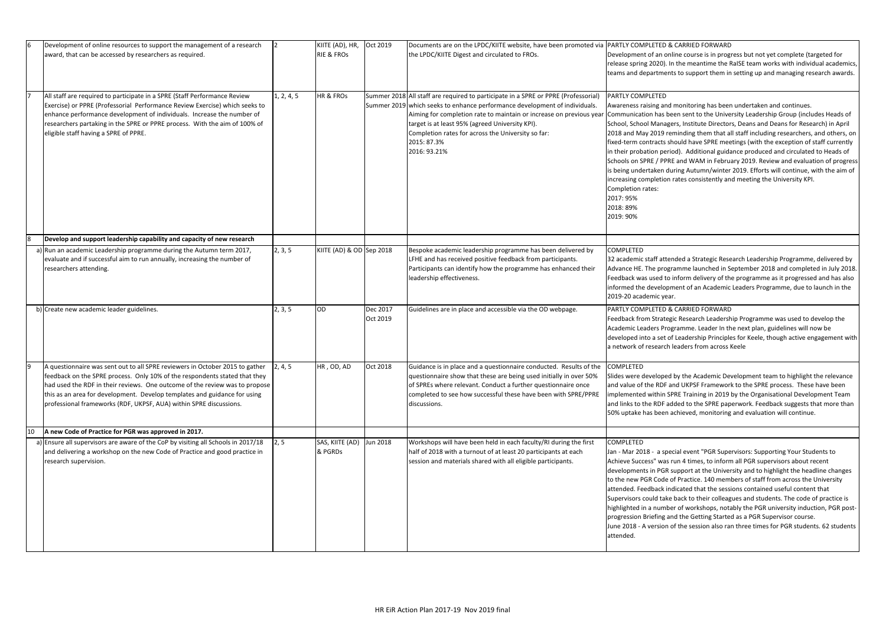| | | | | | | |
|---|---|---|---|---|---|---|
| 6 | Development of online resources to support the management of a research award, that can be accessed by researchers as required. | 2 | KIITE (AD), HR, RIE & FROs | Oct 2019 | Documents are on the LPDC/KIITE website, have been promoted via the LPDC/KIITE Digest and circulated to FROs. | PARTLY COMPLETED & CARRIED FORWARD<br>Development of an online course is in progress but not yet complete (targeted for release spring 2020). In the meantime the RaISE team works with individual academics, teams and departments to support them in setting up and managing research awards. |
| 7 | All staff are required to participate in a SPRE (Staff Performance Review Exercise) or PPRE (Professorial Performance Review Exercise) which seeks to enhance performance development of individuals. Increase the number of researchers partaking in the SPRE or PPRE process. With the aim of 100% of eligible staff having a SPRE of PPRE. | 1, 2, 4, 5 | HR & FROs | Summer 2018<br>Summer 2019 | All staff are required to participate in a SPRE or PPRE (Professorial) which seeks to enhance performance development of individuals. Aiming for completion rate to maintain or increase on previous year target is at least 95% (agreed University KPI).<br>Completion rates for across the University so far:<br>2015: 87.3%<br>2016: 93.21% | PARTLY COMPLETED<br>Awareness raising and monitoring has been undertaken and continues. Communication has been sent to the University Leadership Group (includes Heads of School, School Managers, Institute Directors, Deans and Deans for Research) in April 2018 and May 2019 reminding them that all staff including researchers, and others, on fixed-term contracts should have SPRE meetings (with the exception of staff currently in their probation period). Additional guidance produced and circulated to Heads of Schools on SPRE / PPRE and WAM in February 2019. Review and evaluation of progress is being undertaken during Autumn/winter 2019. Efforts will continue, with the aim of increasing completion rates consistently and meeting the University KPI.<br>Completion rates:<br>2017: 95%<br>2018: 89%<br>2019: 90% |
| 8 | **Develop and support leadership capability and capacity of new research** | | | | | |
| | a) Run an academic Leadership programme during the Autumn term 2017, evaluate and if successful aim to run annually, increasing the number of researchers attending. | 2, 3, 5 | KIITE (AD) & OD | Sep 2018 | Bespoke academic leadership programme has been delivered by LFHE and has received positive feedback from participants. Participants can identify how the programme has enhanced their leadership effectiveness. | COMPLETED<br>32 academic staff attended a Strategic Research Leadership Programme, delivered by Advance HE. The programme launched in September 2018 and completed in July 2018. Feedback was used to inform delivery of the programme as it progressed and has also informed the development of an Academic Leaders Programme, due to launch in the 2019-20 academic year. |
| | b) Create new academic leader guidelines. | 2, 3, 5 | OD | Dec 2017<br>Oct 2019 | Guidelines are in place and accessible via the OD webpage. | PARTLY COMPLETED & CARRIED FORWARD<br>Feedback from Strategic Research Leadership Programme was used to develop the Academic Leaders Programme. Leader In the next plan, guidelines will now be developed into a set of Leadership Principles for Keele, though active engagement with a network of research leaders from across Keele |
| 9 | A questionnaire was sent out to all SPRE reviewers in October 2015 to gather feedback on the SPRE process. Only 10% of the respondents stated that they had used the RDF in their reviews. One outcome of the review was to propose this as an area for development. Develop templates and guidance for using professional frameworks (RDF, UKPSF, AUA) within SPRE discussions. | 2, 4, 5 | HR , OD, AD | Oct 2018 | Guidance is in place and a questionnaire conducted. Results of the questionnaire show that these are being used initially in over 50% of SPREs where relevant. Conduct a further questionnaire once completed to see how successful these have been with SPRE/PPRE discussions. | COMPLETED<br>Slides were developed by the Academic Development team to highlight the relevance and value of the RDF and UKPSF Framework to the SPRE process. These have been implemented within SPRE Training in 2019 by the Organisational Development Team and links to the RDF added to the SPRE paperwork. Feedback suggests that more than 50% uptake has been achieved, monitoring and evaluation will continue. |
| 10 | **A new Code of Practice for PGR was approved in 2017.** | | | | | |
| | a) Ensure all supervisors are aware of the CoP by visiting all Schools in 2017/18 and delivering a workshop on the new Code of Practice and good practice in research supervision. | 2, 5 | SAS, KIITE (AD) & PGRDs | Jun 2018 | Workshops will have been held in each faculty/RI during the first half of 2018 with a turnout of at least 20 participants at each session and materials shared with all eligible participants. | COMPLETED<br>Jan - Mar 2018 - a special event "PGR Supervisors: Supporting Your Students to Achieve Success" was run 4 times, to inform all PGR supervisors about recent developments in PGR support at the University and to highlight the headline changes to the new PGR Code of Practice. 140 members of staff from across the University attended. Feedback indicated that the sessions contained useful content that Supervisors could take back to their colleagues and students. The code of practice is highlighted in a number of workshops, notably the PGR university induction, PGR post-progression Briefing and the Getting Started as a PGR Supervisor course.<br>June 2018 - A version of the session also ran three times for PGR students. 62 students attended. |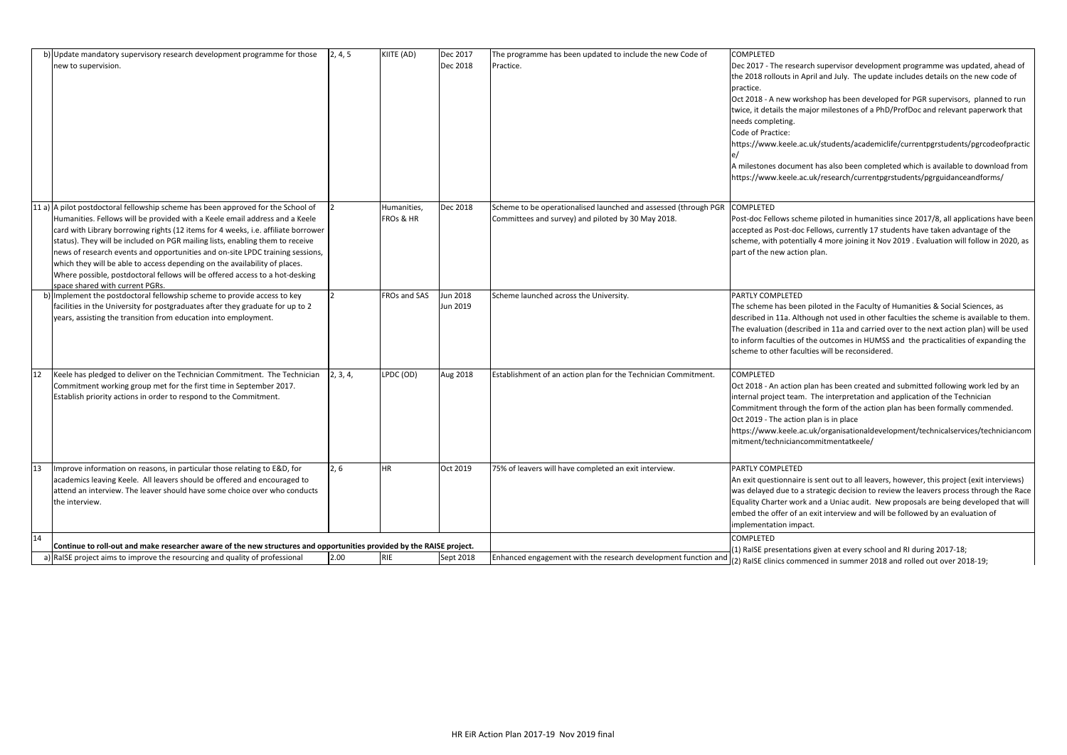| | | | | | |
|---|---|---|---|---|---|
| b) Update mandatory supervisory research development programme for those new to supervision. | 2, 4, 5 | KIITE (AD) | Dec 2017<br>Dec 2018 | The programme has been updated to include the new Code of Practice. | COMPLETED<br>Dec 2017 - The research supervisor development programme was updated, ahead of the 2018 rollouts in April and July. The update includes details on the new code of practice.<br>Oct 2018 - A new workshop has been developed for PGR supervisors, planned to run twice, it details the major milestones of a PhD/ProfDoc and relevant paperwork that needs completing.<br>Code of Practice:<br>https://www.keele.ac.uk/students/academiclife/currentpgrstudents/pgrcodeofpractice/<br>A milestones document has also been completed which is available to download from https://www.keele.ac.uk/research/currentpgrstudents/pgrguidanceandforms/ |
| 11 a) A pilot postdoctoral fellowship scheme has been approved for the School of Humanities. Fellows will be provided with a Keele email address and a Keele card with Library borrowing rights (12 items for 4 weeks, i.e. affiliate borrower status). They will be included on PGR mailing lists, enabling them to receive news of research events and opportunities and on-site LPDC training sessions, which they will be able to access depending on the availability of places. Where possible, postdoctoral fellows will be offered access to a hot-desking space shared with current PGRs. | 2 | Humanities, FROs & HR | Dec 2018 | Scheme to be operationalised launched and assessed (through PGR Committees and survey) and piloted by 30 May 2018. | COMPLETED<br>Post-doc Fellows scheme piloted in humanities since 2017/8, all applications have been accepted as Post-doc Fellows, currently 17 students have taken advantage of the scheme, with potentially 4 more joining it Nov 2019 . Evaluation will follow in 2020, as part of the new action plan. |
| b) Implement the postdoctoral fellowship scheme to provide access to key facilities in the University for postgraduates after they graduate for up to 2 years, assisting the transition from education into employment. | 2 | FROs and SAS | Jun 2018<br>Jun 2019 | Scheme launched across the University. | PARTLY COMPLETED<br>The scheme has been piloted in the Faculty of Humanities & Social Sciences, as described in 11a. Although not used in other faculties the scheme is available to them. The evaluation (described in 11a and carried over to the next action plan) will be used to inform faculties of the outcomes in HUMSS and the practicalities of expanding the scheme to other faculties will be reconsidered. |
| 12 Keele has pledged to deliver on the Technician Commitment. The Technician Commitment working group met for the first time in September 2017. Establish priority actions in order to respond to the Commitment. | 2, 3, 4, | LPDC (OD) | Aug 2018 | Establishment of an action plan for the Technician Commitment. | COMPLETED<br>Oct 2018 - An action plan has been created and submitted following work led by an internal project team. The interpretation and application of the Technician Commitment through the form of the action plan has been formally commended.<br>Oct 2019 - The action plan is in place<br>https://www.keele.ac.uk/organisationaldevelopment/technicalservices/techniciancommitment/techniciancommitmentatkeele/ |
| 13 Improve information on reasons, in particular those relating to E&D, for academics leaving Keele. All leavers should be offered and encouraged to attend an interview. The leaver should have some choice over who conducts the interview. | 2, 6 | HR | Oct 2019 | 75% of leavers will have completed an exit interview. | PARTLY COMPLETED<br>An exit questionnaire is sent out to all leavers, however, this project (exit interviews) was delayed due to a strategic decision to review the leavers process through the Race Equality Charter work and a Uniac audit. New proposals are being developed that will embed the offer of an exit interview and will be followed by an evaluation of implementation impact. |
| 14 **Continue to roll-out and make researcher aware of the new structures and opportunities provided by the RAISE project.** | | | | | COMPLETED |
| a) RaISE project aims to improve the resourcing and quality of professional | 2.00 | RIE | Sept 2018 | Enhanced engagement with the research development function and | (1) RaISE presentations given at every school and RI during 2017-18;<br>(2) RaISE clinics commenced in summer 2018 and rolled out over 2018-19; |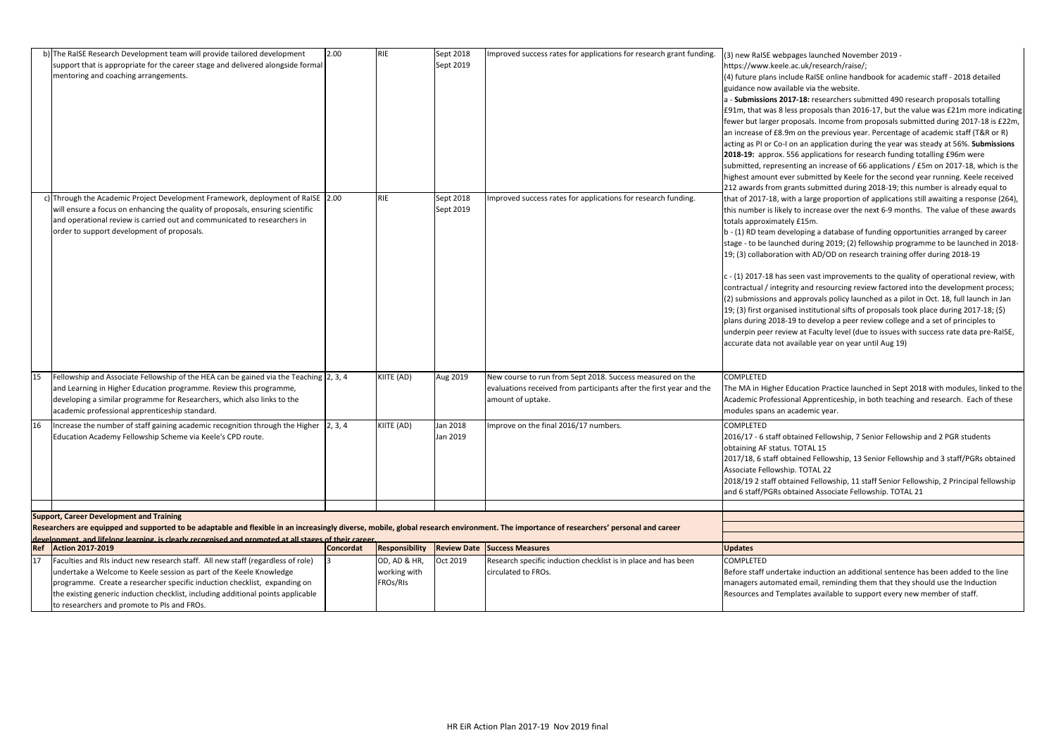| Ref | Action 2017-2019 | Concordat | Responsibility | Review Date | Success Measures | Updates |
|---|---|---|---|---|---|---|
| | b) The RaISE Research Development team will provide tailored development support that is appropriate for the career stage and delivered alongside formal mentoring and coaching arrangements. | 2.00 | RIE | Sept 2018 Sept 2019 | Improved success rates for applications for research grant funding. | (3) new RaISE webpages launched November 2019 - https://www.keele.ac.uk/research/raise/; (4) future plans include RaISE online handbook for academic staff - 2018 detailed guidance now available via the website. a - **Submissions 2017-18:** researchers submitted 490 research proposals totalling £91m, that was 8 less proposals than 2016-17, but the value was £21m more indicating fewer but larger proposals. Income from proposals submitted during 2017-18 is £22m, an increase of £8.9m on the previous year. Percentage of academic staff (T&R or R) acting as PI or Co-I on an application during the year was steady at 56%. **Submissions 2018-19:** approx. 556 applications for research funding totalling £96m were submitted, representing an increase of 66 applications / £5m on 2017-18, which is the highest amount ever submitted by Keele for the second year running. Keele received 212 awards from grants submitted during 2018-19; this number is already equal to that of 2017-18, with a large proportion of applications still awaiting a response (264), this number is likely to increase over the next 6-9 months. The value of these awards totals approximately £15m. b - (1) RD team developing a database of funding opportunities arranged by career stage - to be launched during 2019; (2) fellowship programme to be launched in 2018-19; (3) collaboration with AD/OD on research training offer during 2018-19 c - (1) 2017-18 has seen vast improvements to the quality of operational review, with contractual / integrity and resourcing review factored into the development process; (2) submissions and approvals policy launched as a pilot in Oct. 18, full launch in Jan 19; (3) first organised institutional sifts of proposals took place during 2017-18; ($) plans during 2018-19 to develop a peer review college and a set of principles to underpin peer review at Faculty level (due to issues with success rate data pre-RaISE, accurate data not available year on year until Aug 19) |
| | c) Through the Academic Project Development Framework, deployment of RaISE will ensure a focus on enhancing the quality of proposals, ensuring scientific and operational review is carried out and communicated to researchers in order to support development of proposals. | 2.00 | RIE | Sept 2018 Sept 2019 | Improved success rates for applications for research funding. | |
| 15 | Fellowship and Associate Fellowship of the HEA can be gained via the Teaching and Learning in Higher Education programme. Review this programme, developing a similar programme for Researchers, which also links to the academic professional apprenticeship standard. | 2, 3, 4 | KIITE (AD) | Aug 2019 | New course to run from Sept 2018. Success measured on the evaluations received from participants after the first year and the amount of uptake. | COMPLETED The MA in Higher Education Practice launched in Sept 2018 with modules, linked to the Academic Professional Apprenticeship, in both teaching and research. Each of these modules spans an academic year. |
| 16 | Increase the number of staff gaining academic recognition through the Higher Education Academy Fellowship Scheme via Keele's CPD route. | 2, 3, 4 | KIITE (AD) | Jan 2018 Jan 2019 | Improve on the final 2016/17 numbers. | COMPLETED 2016/17 - 6 staff obtained Fellowship, 7 Senior Fellowship and 2 PGR students obtaining AF status. TOTAL 15 2017/18, 6 staff obtained Fellowship, 13 Senior Fellowship and 3 staff/PGRs obtained Associate Fellowship. TOTAL 22 2018/19 2 staff obtained Fellowship, 11 staff Senior Fellowship, 2 Principal fellowship and 6 staff/PGRs obtained Associate Fellowship. TOTAL 21 |

**Support, Career Development and Training**

**Researchers are equipped and supported to be adaptable and flexible in an increasingly diverse, mobile, global research environment. The importance of researchers' personal and career development, and lifelong learning, is clearly recognised and promoted at all stages of their career.**

| Ref | Action 2017-2019 | Concordat | Responsibility | Review Date | Success Measures | Updates |
|---|---|---|---|---|---|---|
| 17 | Faculties and RIs induct new research staff. All new staff (regardless of role) undertake a Welcome to Keele session as part of the Keele Knowledge programme. Create a researcher specific induction checklist, expanding on the existing generic induction checklist, including additional points applicable to researchers and promote to PIs and FROs. | 3 | OD, AD & HR, working with FROs/RIs | Oct 2019 | Research specific induction checklist is in place and has been circulated to FROs. | COMPLETED Before staff undertake induction an additional sentence has been added to the line managers automated email, reminding them that they should use the Induction Resources and Templates available to support every new member of staff. |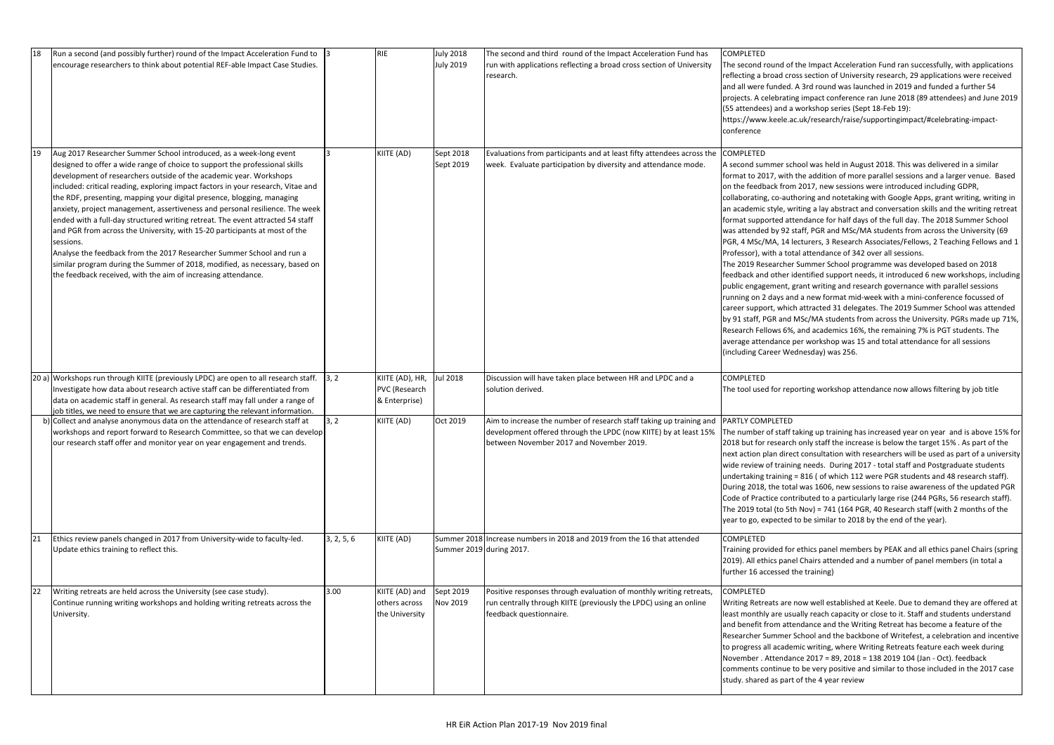| | | | | | | |
|---|---|---|---|---|---|---|
| 18 | Run a second (and possibly further) round of the Impact Acceleration Fund to encourage researchers to think about potential REF-able Impact Case Studies. | 3 | RIE | July 2018 July 2019 | The second and third round of the Impact Acceleration Fund has run with applications reflecting a broad cross section of University research. | COMPLETED The second round of the Impact Acceleration Fund ran successfully, with applications reflecting a broad cross section of University research, 29 applications were received and all were funded. A 3rd round was launched in 2019 and funded a further 54 projects. A celebrating impact conference ran June 2018 (89 attendees) and June 2019 (55 attendees) and a workshop series (Sept 18-Feb 19): https://www.keele.ac.uk/research/raise/supportingimpact/#celebrating-impact-conference |
| 19 | Aug 2017 Researcher Summer School introduced, as a week-long event designed to offer a wide range of choice to support the professional skills development of researchers outside of the academic year. Workshops included: critical reading, exploring impact factors in your research, Vitae and the RDF, presenting, mapping your digital presence, blogging, managing anxiety, project management, assertiveness and personal resilience. The week ended with a full-day structured writing retreat. The event attracted 54 staff and PGR from across the University, with 15-20 participants at most of the sessions. Analyse the feedback from the 2017 Researcher Summer School and run a similar program during the Summer of 2018, modified, as necessary, based on the feedback received, with the aim of increasing attendance. | 3 | KIITE (AD) | Sept 2018 Sept 2019 | Evaluations from participants and at least fifty attendees across the week. Evaluate participation by diversity and attendance mode. | COMPLETED A second summer school was held in August 2018. This was delivered in a similar format to 2017, with the addition of more parallel sessions and a larger venue. Based on the feedback from 2017, new sessions were introduced including GDPR, collaborating, co-authoring and notetaking with Google Apps, grant writing, writing in an academic style, writing a lay abstract and conversation skills and the writing retreat format supported attendance for half days of the full day. The 2018 Summer School was attended by 92 staff, PGR and MSc/MA students from across the University (69 PGR, 4 MSc/MA, 14 lecturers, 3 Research Associates/Fellows, 2 Teaching Fellows and 1 Professor), with a total attendance of 342 over all sessions. The 2019 Researcher Summer School programme was developed based on 2018 feedback and other identified support needs, it introduced 6 new workshops, including public engagement, grant writing and research governance with parallel sessions running on 2 days and a new format mid-week with a mini-conference focussed of career support, which attracted 31 delegates. The 2019 Summer School was attended by 91 staff, PGR and MSc/MA students from across the University. PGRs made up 71%, Research Fellows 6%, and academics 16%, the remaining 7% is PGT students. The average attendance per workshop was 15 and total attendance for all sessions (including Career Wednesday) was 256. |
| 20 a) | Workshops run through KIITE (previously LPDC) are open to all research staff. Investigate how data about research active staff can be differentiated from data on academic staff in general. As research staff may fall under a range of job titles, we need to ensure that we are capturing the relevant information. | 3, 2 | KIITE (AD), HR, PVC (Research & Enterprise) | Jul 2018 | Discussion will have taken place between HR and LPDC and a solution derived. | COMPLETED The tool used for reporting workshop attendance now allows filtering by job title |
| b) | Collect and analyse anonymous data on the attendance of research staff at workshops and report forward to Research Committee, so that we can develop our research staff offer and monitor year on year engagement and trends. | 3, 2 | KIITE (AD) | Oct 2019 | Aim to increase the number of research staff taking up training and development offered through the LPDC (now KIITE) by at least 15% between November 2017 and November 2019. | PARTLY COMPLETED The number of staff taking up training has increased year on year and is above 15% for 2018 but for research only staff the increase is below the target 15% . As part of the next action plan direct consultation with researchers will be used as part of a university wide review of training needs. During 2017 - total staff and Postgraduate students undertaking training = 816 ( of which 112 were PGR students and 48 research staff). During 2018, the total was 1606, new sessions to raise awareness of the updated PGR Code of Practice contributed to a particularly large rise (244 PGRs, 56 research staff). The 2019 total (to 5th Nov) = 741 (164 PGR, 40 Research staff (with 2 months of the year to go, expected to be similar to 2018 by the end of the year). |
| 21 | Ethics review panels changed in 2017 from University-wide to faculty-led. Update ethics training to reflect this. | 3, 2, 5, 6 | KIITE (AD) | Summer 2018 Summer 2019 | Increase numbers in 2018 and 2019 from the 16 that attended during 2017. | COMPLETED Training provided for ethics panel members by PEAK and all ethics panel Chairs (spring 2019). All ethics panel Chairs attended and a number of panel members (in total a further 16 accessed the training) |
| 22 | Writing retreats are held across the University (see case study). Continue running writing workshops and holding writing retreats across the University. | 3.00 | KIITE (AD) and others across the University | Sept 2019 Nov 2019 | Positive responses through evaluation of monthly writing retreats, run centrally through KIITE (previously the LPDC) using an online feedback questionnaire. | COMPLETED Writing Retreats are now well established at Keele. Due to demand they are offered at least monthly are usually reach capacity or close to it. Staff and students understand and benefit from attendance and the Writing Retreat has become a feature of the Researcher Summer School and the backbone of Writefest, a celebration and incentive to progress all academic writing, where Writing Retreats feature each week during November . Attendance 2017 = 89, 2018 = 138 2019 104 (Jan - Oct). feedback comments continue to be very positive and similar to those included in the 2017 case study. shared as part of the 4 year review |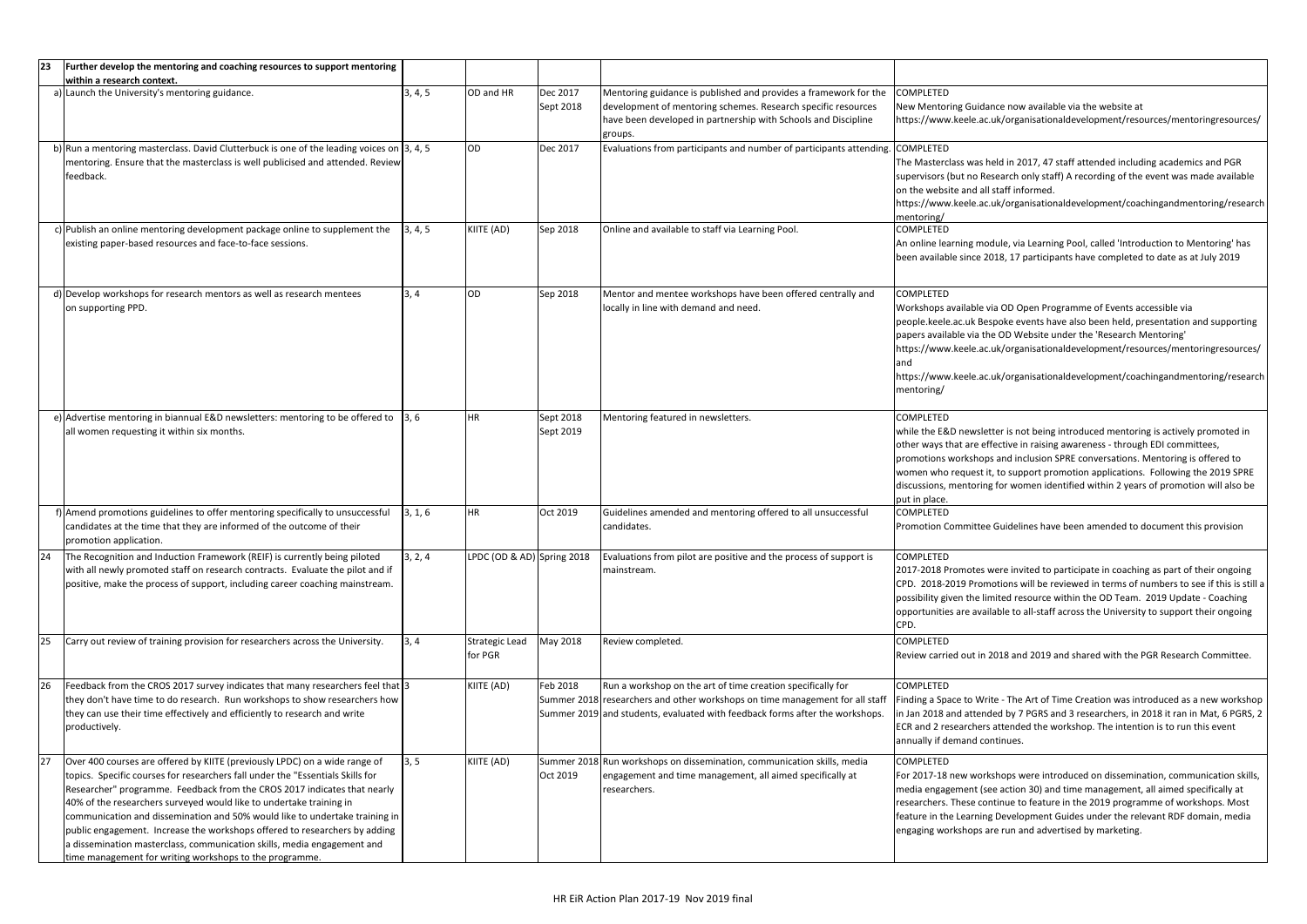| | | | | | |
|---|---|---|---|---|---|
| **23** | **Further develop the mentoring and coaching resources to support mentoring within a research context.** | | | | | |
| | a) Launch the University's mentoring guidance. | 3, 4, 5 | OD and HR | Dec 2017 Sept 2018 | Mentoring guidance is published and provides a framework for the development of mentoring schemes. Research specific resources have been developed in partnership with Schools and Discipline groups. | COMPLETED New Mentoring Guidance now available via the website at https://www.keele.ac.uk/organisationaldevelopment/resources/mentoringresources/ |
| | b) Run a mentoring masterclass. David Clutterbuck is one of the leading voices on mentoring. Ensure that the masterclass is well publicised and attended. Review feedback. | 3, 4, 5 | OD | Dec 2017 | Evaluations from participants and number of participants attending. | COMPLETED The Masterclass was held in 2017, 47 staff attended including academics and PGR supervisors (but no Research only staff) A recording of the event was made available on the website and all staff informed. https://www.keele.ac.uk/organisationaldevelopment/coachingandmentoring/researchmentoring/ |
| | c) Publish an online mentoring development package online to supplement the existing paper-based resources and face-to-face sessions. | 3, 4, 5 | KIITE (AD) | Sep 2018 | Online and available to staff via Learning Pool. | COMPLETED An online learning module, via Learning Pool, called 'Introduction to Mentoring' has been available since 2018, 17 participants have completed to date as at July 2019 |
| | d) Develop workshops for research mentors as well as research mentees on supporting PPD. | 3, 4 | OD | Sep 2018 | Mentor and mentee workshops have been offered centrally and locally in line with demand and need. | COMPLETED Workshops available via OD Open Programme of Events accessible via people.keele.ac.uk Bespoke events have also been held, presentation and supporting papers available via the OD Website under the 'Research Mentoring' https://www.keele.ac.uk/organisationaldevelopment/resources/mentoringresources/ and https://www.keele.ac.uk/organisationaldevelopment/coachingandmentoring/researchmentoring/ |
| | e) Advertise mentoring in biannual E&D newsletters: mentoring to be offered to all women requesting it within six months. | 3, 6 | HR | Sept 2018 Sept 2019 | Mentoring featured in newsletters. | COMPLETED while the E&D newsletter is not being introduced mentoring is actively promoted in other ways that are effective in raising awareness - through EDI committees, promotions workshops and inclusion SPRE conversations. Mentoring is offered to women who request it, to support promotion applications. Following the 2019 SPRE discussions, mentoring for women identified within 2 years of promotion will also be put in place. |
| | f) Amend promotions guidelines to offer mentoring specifically to unsuccessful candidates at the time that they are informed of the outcome of their promotion application. | 3, 1, 6 | HR | Oct 2019 | Guidelines amended and mentoring offered to all unsuccessful candidates. | COMPLETED Promotion Committee Guidelines have been amended to document this provision |
| 24 | The Recognition and Induction Framework (REIF) is currently being piloted with all newly promoted staff on research contracts. Evaluate the pilot and if positive, make the process of support, including career coaching mainstream. | 3, 2, 4 | LPDC (OD & AD) | Spring 2018 | Evaluations from pilot are positive and the process of support is mainstream. | COMPLETED 2017-2018 Promotes were invited to participate in coaching as part of their ongoing CPD. 2018-2019 Promotions will be reviewed in terms of numbers to see if this is still a possibility given the limited resource within the OD Team. 2019 Update - Coaching opportunities are available to all-staff across the University to support their ongoing CPD. |
| 25 | Carry out review of training provision for researchers across the University. | 3, 4 | Strategic Lead for PGR | May 2018 | Review completed. | COMPLETED Review carried out in 2018 and 2019 and shared with the PGR Research Committee. |
| 26 | Feedback from the CROS 2017 survey indicates that many researchers feel that they don't have time to do research. Run workshops to show researchers how they can use their time effectively and efficiently to research and write productively. | 3 | KIITE (AD) | Feb 2018 Summer 2018 Summer 2019 | Run a workshop on the art of time creation specifically for researchers and other workshops on time management for all staff and students, evaluated with feedback forms after the workshops. | COMPLETED Finding a Space to Write - The Art of Time Creation was introduced as a new workshop in Jan 2018 and attended by 7 PGRS and 3 researchers, in 2018 it ran in Mat, 6 PGRS, 2 ECR and 2 researchers attended the workshop. The intention is to run this event annually if demand continues. |
| 27 | Over 400 courses are offered by KIITE (previously LPDC) on a wide range of topics. Specific courses for researchers fall under the "Essentials Skills for Researcher" programme. Feedback from the CROS 2017 indicates that nearly 40% of the researchers surveyed would like to undertake training in communication and dissemination and 50% would like to undertake training in public engagement. Increase the workshops offered to researchers by adding a dissemination masterclass, communication skills, media engagement and time management for writing workshops to the programme. | 3, 5 | KIITE (AD) | Summer 2018 Oct 2019 | Run workshops on dissemination, communication skills, media engagement and time management, all aimed specifically at researchers. | COMPLETED For 2017-18 new workshops were introduced on dissemination, communication skills, media engagement (see action 30) and time management, all aimed specifically at researchers. These continue to feature in the 2019 programme of workshops. Most feature in the Learning Development Guides under the relevant RDF domain, media engaging workshops are run and advertised by marketing. |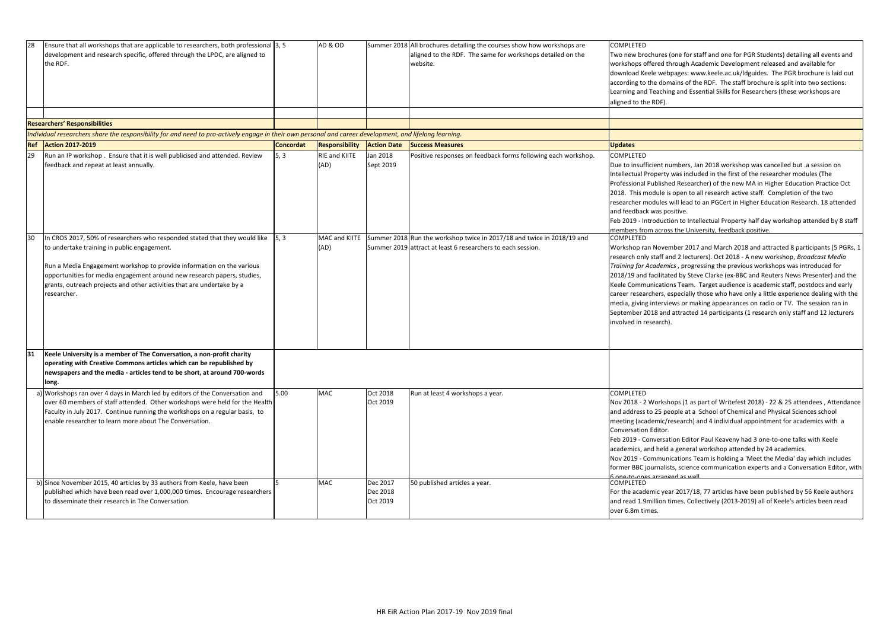| Ref | Action 2017-2019 | Concordat | Responsibility | Action Date | Success Measures | Updates |
|---|---|---|---|---|---|---|
| 28 | Ensure that all workshops that are applicable to researchers, both professional development and research specific, offered through the LPDC, are aligned to the RDF. | 3, 5 | AD & OD | Summer 2018 | All brochures detailing the courses show how workshops are aligned to the RDF. The same for workshops detailed on the website. | COMPLETED<br>Two new brochures (one for staff and one for PGR Students) detailing all events and workshops offered through Academic Development released and available for download Keele webpages: www.keele.ac.uk/ldguides. The PGR brochure is laid out according to the domains of the RDF. The staff brochure is split into two sections: Learning and Teaching and Essential Skills for Researchers (these workshops are aligned to the RDF). |

**Researchers' Responsibilities**

*Individual researchers share the responsibility for and need to pro-actively engage in their own personal and career development, and lifelong learning.*

| Ref | Action 2017-2019 | Concordat | Responsibility | Action Date | Success Measures | Updates |
|---|---|---|---|---|---|---|
| 29 | Run an IP workshop . Ensure that it is well publicised and attended. Review feedback and repeat at least annually. | 5, 3 | RIE and KIITE (AD) | Jan 2018<br>Sept 2019 | Positive responses on feedback forms following each workshop. | COMPLETED<br>Due to insufficient numbers, Jan 2018 workshop was cancelled but .a session on Intellectual Property was included in the first of the researcher modules (The Professional Published Researcher) of the new MA in Higher Education Practice Oct 2018. This module is open to all research active staff. Completion of the two researcher modules will lead to an PGCert in Higher Education Research. 18 attended and feedback was positive.<br>Feb 2019 - Introduction to Intellectual Property half day workshop attended by 8 staff members from across the University, feedback positive. |
| 30 | In CROS 2017, 50% of researchers who responded stated that they would like to undertake training in public engagement.<br><br>Run a Media Engagement workshop to provide information on the various opportunities for media engagement around new research papers, studies, grants, outreach projects and other activities that are undertake by a researcher. | 5, 3 | MAC and KIITE (AD) | Summer 2018<br>Summer 2019 | Run the workshop twice in 2017/18 and twice in 2018/19 and attract at least 6 researchers to each session. | COMPLETED<br>Workshop ran November 2017 and March 2018 and attracted 8 participants (5 PGRs, 1 research only staff and 2 lecturers). Oct 2018 - A new workshop, *Broadcast Media Training for Academics* , progressing the previous workshops was introduced for 2018/19 and facilitated by Steve Clarke (ex-BBC and Reuters News Presenter) and the Keele Communications Team. Target audience is academic staff, postdocs and early career researchers, especially those who have only a little experience dealing with the media, giving interviews or making appearances on radio or TV. The session ran in September 2018 and attracted 14 participants (1 research only staff and 12 lecturers involved in research). |
| **31** | **Keele University is a member of The Conversation, a non-profit charity operating with Creative Commons articles which can be republished by newspapers and the media - articles tend to be short, at around 700-words long.** | | | | | |
| a) | Workshops ran over 4 days in March led by editors of the Conversation and over 60 members of staff attended. Other workshops were held for the Health Faculty in July 2017. Continue running the workshops on a regular basis, to enable researcher to learn more about The Conversation. | 5.00 | MAC | Oct 2018<br>Oct 2019 | Run at least 4 workshops a year. | COMPLETED<br>Nov 2018 - 2 Workshops (1 as part of Writefest 2018) - 22 & 25 attendees , Attendance and address to 25 people at a School of Chemical and Physical Sciences school meeting (academic/research) and 4 individual appointment for academics with a Conversation Editor.<br>Feb 2019 - Conversation Editor Paul Keaveny had 3 one-to-one talks with Keele academics, and held a general workshop attended by 24 academics.<br>Nov 2019 - Communications Team is holding a 'Meet the Media' day which includes former BBC journalists, science communication experts and a Conversation Editor, with 6 one-to-ones arranged as well |
| b) | Since November 2015, 40 articles by 33 authors from Keele, have been published which have been read over 1,000,000 times. Encourage researchers to disseminate their research in The Conversation. | 5 | MAC | Dec 2017<br>Dec 2018<br>Oct 2019 | 50 published articles a year. | COMPLETED<br>For the academic year 2017/18, 77 articles have been published by 56 Keele authors and read 1.9million times. Collectively (2013-2019) all of Keele's articles been read over 6.8m times. |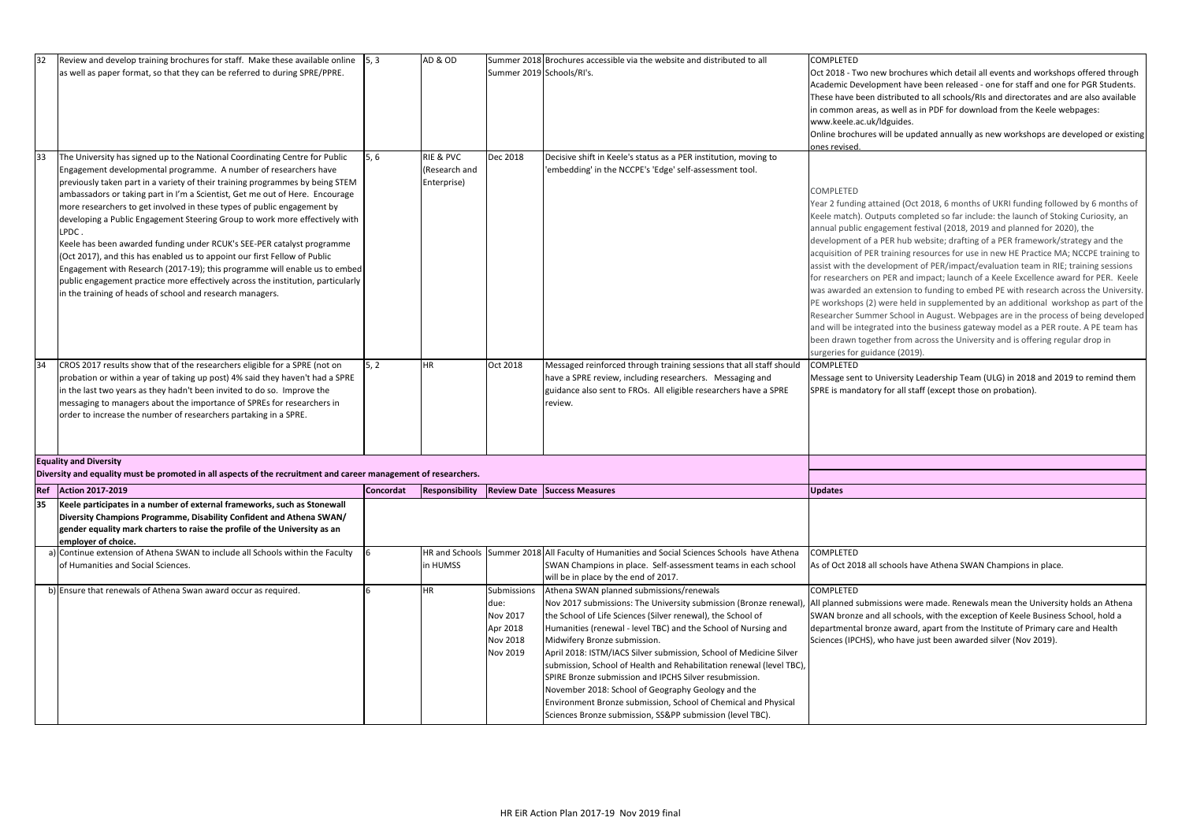| 32 | Review and develop training brochures for staff. Make these available online as well as paper format, so that they can be referred to during SPRE/PPRE. | 5, 3 | AD & OD | Summer 2018 Summer 2019 | Brochures accessible via the website and distributed to all Schools/RI's. | COMPLETED<br>Oct 2018 - Two new brochures which detail all events and workshops offered through Academic Development have been released - one for staff and one for PGR Students. These have been distributed to all schools/RIs and directorates and are also available in common areas, as well as in PDF for download from the Keele webpages: www.keele.ac.uk/ldguides.<br>Online brochures will be updated annually as new workshops are developed or existing ones revised. |
|---|---|---|---|---|---|---|
| 33 | The University has signed up to the National Coordinating Centre for Public Engagement developmental programme. A number of researchers have previously taken part in a variety of their training programmes by being STEM ambassadors or taking part in I'm a Scientist, Get me out of Here. Encourage more researchers to get involved in these types of public engagement by developing a Public Engagement Steering Group to work more effectively with LPDC .<br>Keele has been awarded funding under RCUK's SEE-PER catalyst programme (Oct 2017), and this has enabled us to appoint our first Fellow of Public Engagement with Research (2017-19); this programme will enable us to embed public engagement practice more effectively across the institution, particularly in the training of heads of school and research managers. | 5, 6 | RIE & PVC (Research and Enterprise) | Dec 2018 | Decisive shift in Keele's status as a PER institution, moving to 'embedding' in the NCCPE's 'Edge' self-assessment tool. | COMPLETED<br>Year 2 funding attained (Oct 2018, 6 months of UKRI funding followed by 6 months of Keele match). Outputs completed so far include: the launch of Stoking Curiosity, an annual public engagement festival (2018, 2019 and planned for 2020), the development of a PER hub website; drafting of a PER framework/strategy and the acquisition of PER training resources for use in new HE Practice MA; NCCPE training to assist with the development of PER/impact/evaluation team in RIE; training sessions for researchers on PER and impact; launch of a Keele Excellence award for PER. Keele was awarded an extension to funding to embed PE with research across the University. PE workshops (2) were held in supplemented by an additional workshop as part of the Researcher Summer School in August. Webpages are in the process of being developed and will be integrated into the business gateway model as a PER route. A PE team has been drawn together from across the University and is offering regular drop in surgeries for guidance (2019). |
| 34 | CROS 2017 results show that of the researchers eligible for a SPRE (not on probation or within a year of taking up post) 4% said they haven't had a SPRE in the last two years as they hadn't been invited to do so. Improve the messaging to managers about the importance of SPREs for researchers in order to increase the number of researchers partaking in a SPRE. | 5, 2 | HR | Oct 2018 | Messaged reinforced through training sessions that all staff should have a SPRE review, including researchers. Messaging and guidance also sent to FROs. All eligible researchers have a SPRE review. | COMPLETED<br>Message sent to University Leadership Team (ULG) in 2018 and 2019 to remind them SPRE is mandatory for all staff (except those on probation). |

**Equality and Diversity**

**Diversity and equality must be promoted in all aspects of the recruitment and career management of researchers.**

| Ref | Action 2017-2019 | Concordat | Responsibility | Review Date | Success Measures | Updates |
|---|---|---|---|---|---|---|
| **35** | **Keele participates in a number of external frameworks, such as Stonewall Diversity Champions Programme, Disability Confident and Athena SWAN/ gender equality mark charters to raise the profile of the University as an employer of choice.** | | | | | |
| a) | Continue extension of Athena SWAN to include all Schools within the Faculty of Humanities and Social Sciences. | 6 | HR and Schools in HUMSS | Summer 2018 | All Faculty of Humanities and Social Sciences Schools have Athena SWAN Champions in place. Self-assessment teams in each school will be in place by the end of 2017. | COMPLETED<br>As of Oct 2018 all schools have Athena SWAN Champions in place. |
| b) | Ensure that renewals of Athena Swan award occur as required. | 6 | HR | Submissions due:<br>Nov 2017<br>Apr 2018<br>Nov 2018<br>Nov 2019 | Athena SWAN planned submissions/renewals<br>Nov 2017 submissions: The University submission (Bronze renewal), the School of Life Sciences (Silver renewal), the School of Humanities (renewal - level TBC) and the School of Nursing and Midwifery Bronze submission.<br>April 2018: ISTM/IACS Silver submission, School of Medicine Silver submission, School of Health and Rehabilitation renewal (level TBC), SPIRE Bronze submission and IPCHS Silver resubmission.<br>November 2018: School of Geography Geology and the Environment Bronze submission, School of Chemical and Physical Sciences Bronze submission, SS&PP submission (level TBC). | COMPLETED<br>All planned submissions were made. Renewals mean the University holds an Athena SWAN bronze and all schools, with the exception of Keele Business School, hold a departmental bronze award, apart from the Institute of Primary care and Health Sciences (IPCHS), who have just been awarded silver (Nov 2019). |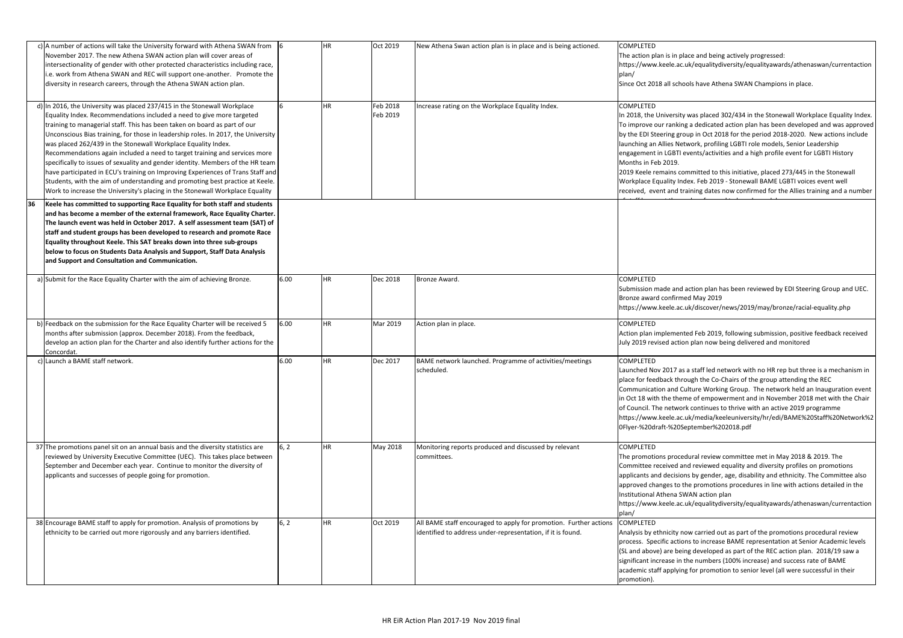| | | | | | | |
|---|---|---|---|---|---|---|
| | c) A number of actions will take the University forward with Athena SWAN from November 2017. The new Athena SWAN action plan will cover areas of intersectionality of gender with other protected characteristics including race, i.e. work from Athena SWAN and REC will support one-another. Promote the diversity in research careers, through the Athena SWAN action plan. | 6 | HR | Oct 2019 | New Athena Swan action plan is in place and is being actioned. | COMPLETED<br>The action plan is in place and being actively progressed: https://www.keele.ac.uk/equalitydiversity/equalityawards/athenaswan/currentaction plan/<br>Since Oct 2018 all schools have Athena SWAN Champions in place. |
| | d) In 2016, the University was placed 237/415 in the Stonewall Workplace Equality Index. Recommendations included a need to give more targeted training to managerial staff. This has been taken on board as part of our Unconscious Bias training, for those in leadership roles. In 2017, the University was placed 262/439 in the Stonewall Workplace Equality Index. Recommendations again included a need to target training and services more specifically to issues of sexuality and gender identity. Members of the HR team have participated in ECU's training on Improving Experiences of Trans Staff and Students, with the aim of understanding and promoting best practice at Keele. Work to increase the University's placing in the Stonewall Workplace Equality | 6 | HR | Feb 2018<br>Feb 2019 | Increase rating on the Workplace Equality Index. | COMPLETED<br>In 2018, the University was placed 302/434 in the Stonewall Workplace Equality Index. To improve our ranking a dedicated action plan has been developed and was approved by the EDI Steering group in Oct 2018 for the period 2018-2020. New actions include launching an Allies Network, profiling LGBTI role models, Senior Leadership engagement in LGBTI events/activities and a high profile event for LGBTI History Months in Feb 2019.<br>2019 Keele remains committed to this initiative, placed 273/445 in the Stonewall Workplace Equality Index. Feb 2019 - Stonewall BAME LGBTI voices event well received, event and training dates now confirmed for the Allies training and a number |
| **36** | **Keele has committed to supporting Race Equality for both staff and students and has become a member of the external framework, Race Equality Charter. The launch event was held in October 2017. A self assessment team (SAT) of staff and student groups has been developed to research and promote Race Equality throughout Keele. This SAT breaks down into three sub-groups below to focus on Students Data Analysis and Support, Staff Data Analysis and Support and Consultation and Communication.** | | | | | |
| | a) Submit for the Race Equality Charter with the aim of achieving Bronze. | 6.00 | HR | Dec 2018 | Bronze Award. | COMPLETED<br>Submission made and action plan has been reviewed by EDI Steering Group and UEC. Bronze award confirmed May 2019<br>https://www.keele.ac.uk/discover/news/2019/may/bronze/racial-equality.php |
| | b) Feedback on the submission for the Race Equality Charter will be received 5 months after submission (approx. December 2018). From the feedback, develop an action plan for the Charter and also identify further actions for the Concordat. | 6.00 | HR | Mar 2019 | Action plan in place. | COMPLETED<br>Action plan implemented Feb 2019, following submission, positive feedback received July 2019 revised action plan now being delivered and monitored |
| | c) Launch a BAME staff network. | 6.00 | HR | Dec 2017 | BAME network launched. Programme of activities/meetings scheduled. | COMPLETED<br>Launched Nov 2017 as a staff led network with no HR rep but three is a mechanism in place for feedback through the Co-Chairs of the group attending the REC Communication and Culture Working Group. The network held an Inauguration event in Oct 18 with the theme of empowerment and in November 2018 met with the Chair of Council. The network continues to thrive with an active 2019 programme https://www.keele.ac.uk/media/keeleuniversity/hr/edi/BAME%20Staff%20Network%20Flyer-%20draft-%20September%202018.pdf |
| 37 | The promotions panel sit on an annual basis and the diversity statistics are reviewed by University Executive Committee (UEC). This takes place between September and December each year. Continue to monitor the diversity of applicants and successes of people going for promotion. | 6, 2 | HR | May 2018 | Monitoring reports produced and discussed by relevant committees. | COMPLETED<br>The promotions procedural review committee met in May 2018 & 2019. The Committee received and reviewed equality and diversity profiles on promotions applicants and decisions by gender, age, disability and ethnicity. The Committee also approved changes to the promotions procedures in line with actions detailed in the Institutional Athena SWAN action plan<br>https://www.keele.ac.uk/equalitydiversity/equalityawards/athenaswan/currentaction plan/ |
| 38 | Encourage BAME staff to apply for promotion. Analysis of promotions by ethnicity to be carried out more rigorously and any barriers identified. | 6, 2 | HR | Oct 2019 | All BAME staff encouraged to apply for promotion. Further actions identified to address under-representation, if it is found. | COMPLETED<br>Analysis by ethnicity now carried out as part of the promotions procedural review process. Specific actions to increase BAME representation at Senior Academic levels (SL and above) are being developed as part of the REC action plan. 2018/19 saw a significant increase in the numbers (100% increase) and success rate of BAME academic staff applying for promotion to senior level (all were successful in their promotion). |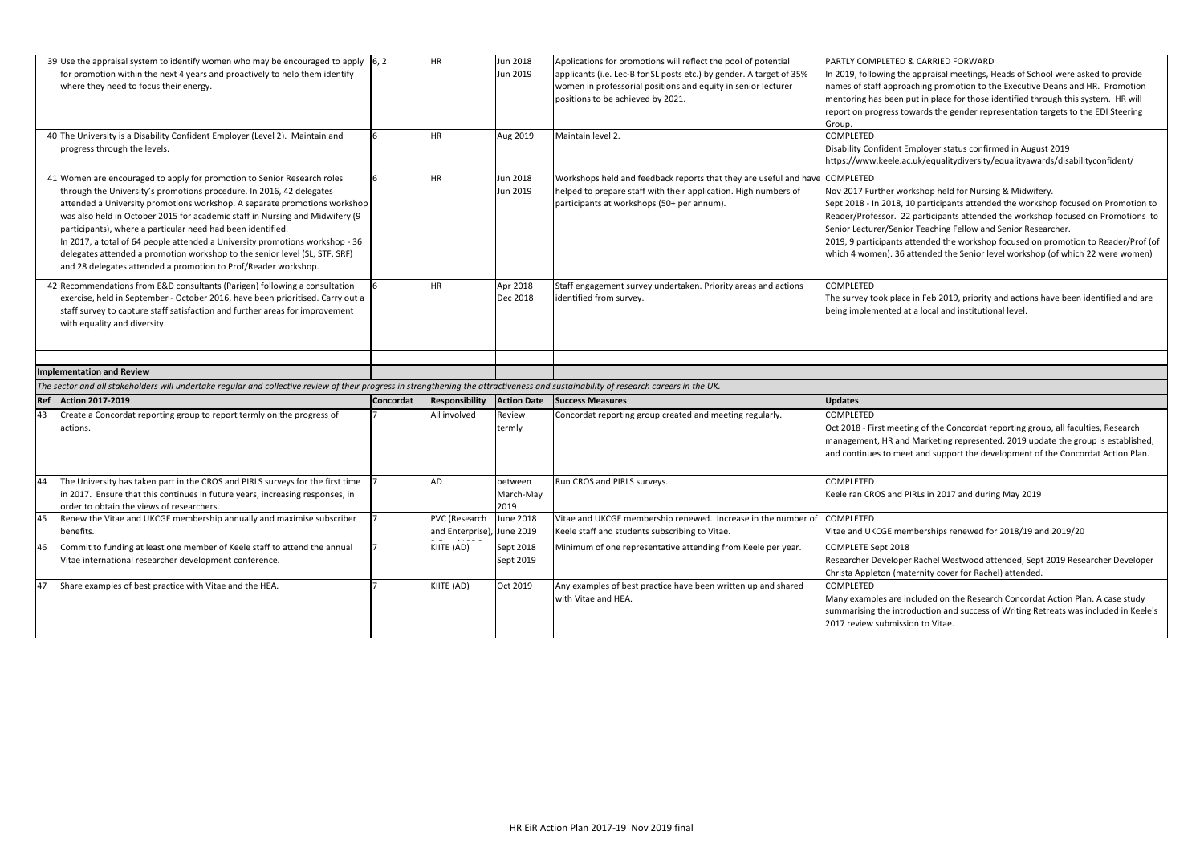| | | | | | | |
|---|---|---|---|---|---|---|
| 39 | Use the appraisal system to identify women who may be encouraged to apply for promotion within the next 4 years and proactively to help them identify where they need to focus their energy. | 6, 2 | HR | Jun 2018 Jun 2019 | Applications for promotions will reflect the pool of potential applicants (i.e. Lec-B for SL posts etc.) by gender. A target of 35% women in professorial positions and equity in senior lecturer positions to be achieved by 2021. | PARTLY COMPLETED & CARRIED FORWARD In 2019, following the appraisal meetings, Heads of School were asked to provide names of staff approaching promotion to the Executive Deans and HR. Promotion mentoring has been put in place for those identified through this system. HR will report on progress towards the gender representation targets to the EDI Steering Group. |
| 40 | The University is a Disability Confident Employer (Level 2). Maintain and progress through the levels. | 6 | HR | Aug 2019 | Maintain level 2. | COMPLETED Disability Confident Employer status confirmed in August 2019 https://www.keele.ac.uk/equalitydiversity/equalityawards/disabilityconfident/ |
| 41 | Women are encouraged to apply for promotion to Senior Research roles through the University's promotions procedure. In 2016, 42 delegates attended a University promotions workshop. A separate promotions workshop was also held in October 2015 for academic staff in Nursing and Midwifery (9 participants), where a particular need had been identified. In 2017, a total of 64 people attended a University promotions workshop - 36 delegates attended a promotion workshop to the senior level (SL, STF, SRF) and 28 delegates attended a promotion to Prof/Reader workshop. | 6 | HR | Jun 2018 Jun 2019 | Workshops held and feedback reports that they are useful and have helped to prepare staff with their application. High numbers of participants at workshops (50+ per annum). | COMPLETED Nov 2017 Further workshop held for Nursing & Midwifery. Sept 2018 - In 2018, 10 participants attended the workshop focused on Promotion to Reader/Professor. 22 participants attended the workshop focused on Promotions to Senior Lecturer/Senior Teaching Fellow and Senior Researcher. 2019, 9 participants attended the workshop focused on promotion to Reader/Prof (of which 4 women). 36 attended the Senior level workshop (of which 22 were women) |
| 42 | Recommendations from E&D consultants (Parigen) following a consultation exercise, held in September - October 2016, have been prioritised. Carry out a staff survey to capture staff satisfaction and further areas for improvement with equality and diversity. | 6 | HR | Apr 2018 Dec 2018 | Staff engagement survey undertaken. Priority areas and actions identified from survey. | COMPLETED The survey took place in Feb 2019, priority and actions have been identified and are being implemented at a local and institutional level. |

## Implementation and Review

*The sector and all stakeholders will undertake regular and collective review of their progress in strengthening the attractiveness and sustainability of research careers in the UK.*

| Ref | Action 2017-2019 | Concordat | Responsibility | Action Date | Success Measures | Updates |
|---|---|---|---|---|---|---|
| 43 | Create a Concordat reporting group to report termly on the progress of actions. | 7 | All involved | Review termly | Concordat reporting group created and meeting regularly. | COMPLETED Oct 2018 - First meeting of the Concordat reporting group, all faculties, Research management, HR and Marketing represented. 2019 update the group is established, and continues to meet and support the development of the Concordat Action Plan. |
| 44 | The University has taken part in the CROS and PIRLS surveys for the first time in 2017. Ensure that this continues in future years, increasing responses, in order to obtain the views of researchers. | 7 | AD | between March-May 2019 | Run CROS and PIRLS surveys. | COMPLETED Keele ran CROS and PIRLs in 2017 and during May 2019 |
| 45 | Renew the Vitae and UKCGE membership annually and maximise subscriber benefits. | 7 | PVC (Research and Enterprise), | June 2018 June 2019 | Vitae and UKCGE membership renewed. Increase in the number of Keele staff and students subscribing to Vitae. | COMPLETED Vitae and UKCGE memberships renewed for 2018/19 and 2019/20 |
| 46 | Commit to funding at least one member of Keele staff to attend the annual Vitae international researcher development conference. | 7 | KIITE (AD) | Sept 2018 Sept 2019 | Minimum of one representative attending from Keele per year. | COMPLETE Sept 2018 Researcher Developer Rachel Westwood attended, Sept 2019 Researcher Developer Christa Appleton (maternity cover for Rachel) attended. |
| 47 | Share examples of best practice with Vitae and the HEA. | 7 | KIITE (AD) | Oct 2019 | Any examples of best practice have been written up and shared with Vitae and HEA. | COMPLETED Many examples are included on the Research Concordat Action Plan. A case study summarising the introduction and success of Writing Retreats was included in Keele's 2017 review submission to Vitae. |